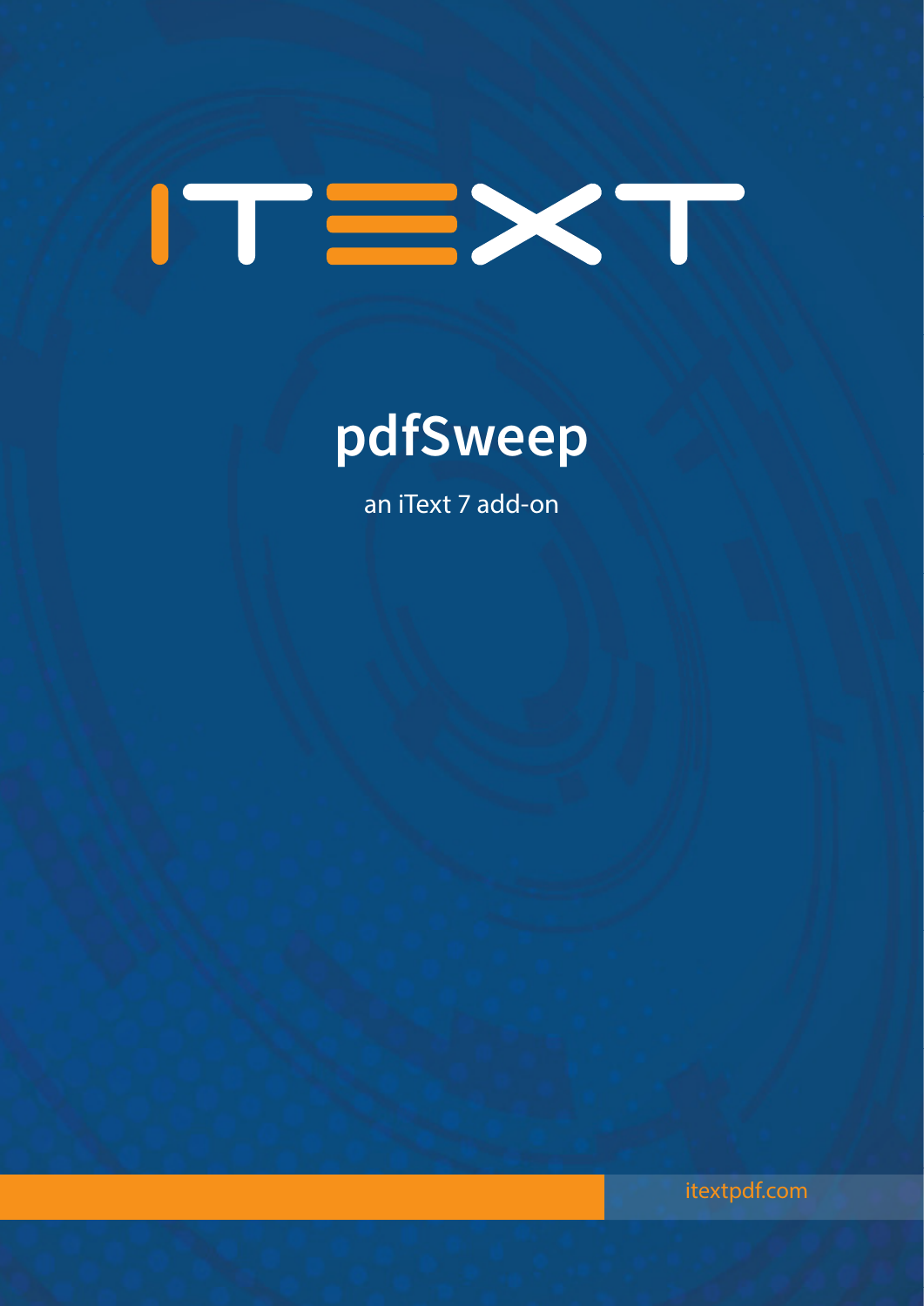ITEXT

# pdfSweep

an iText 7 add-on

itextpdf.com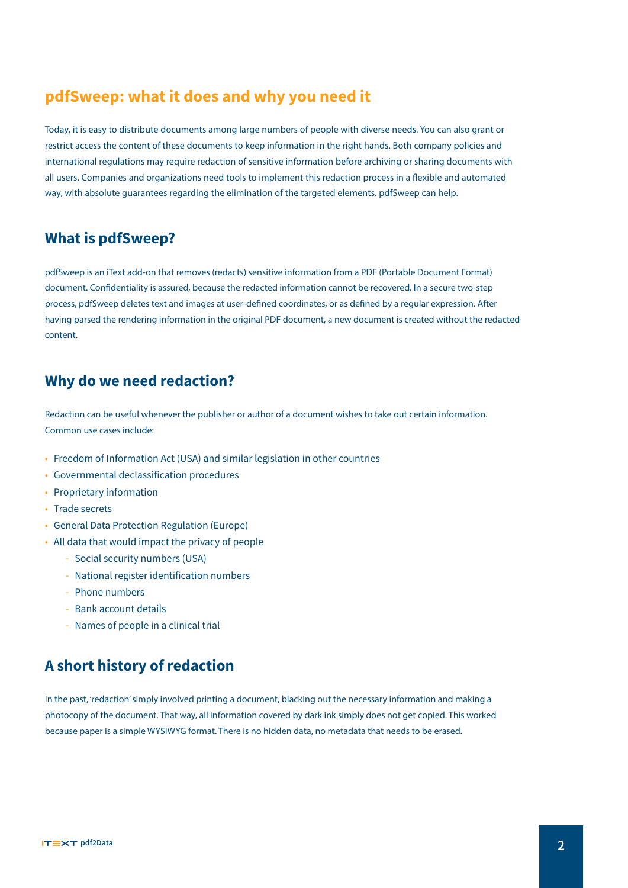# pdfSweep: what it does and why you need it

Today, it is easy to distribute documents among large numbers of people with diverse needs. You can also grant or restrict access the content of these documents to keep information in the right hands. Both company policies and international regulations may require redaction of sensitive information before archiving or sharing documents with all users. Companies and organizations need tools to implement this redaction process in a flexible and automated way, with absolute guarantees regarding the elimination of the targeted elements. pdfSweep can help.

## What is pdfSweep?

pdfSweep is an iText add-on that removes (redacts) sensitive information from a PDF (Portable Document Format) document. Confidentiality is assured, because the redacted information cannot be recovered. In a secure two-step process, pdfSweep deletes text and images at user-defined coordinates, or as defined by a regular expression. After having parsed the rendering information in the original PDF document, a new document is created without the redacted content.

## Why do we need redaction?

Redaction can be useful whenever the publisher or author of a document wishes to take out certain information. Common use cases include:

- Freedom of Information Act (USA) and similar legislation in other countries
- Governmental declassification procedures
- Proprietary information
- Trade secrets
- General Data Protection Regulation (Europe)
- All data that would impact the privacy of people
  - Social security numbers (USA)
  - National register identification numbers
  - Phone numbers
  - Bank account details
  - Names of people in a clinical trial

## A short history of redaction

In the past, 'redaction' simply involved printing a document, blacking out the necessary information and making a photocopy of the document. That way, all information covered by dark ink simply does not get copied. This worked because paper is a simple WYSIWYG format. There is no hidden data, no metadata that needs to be erased.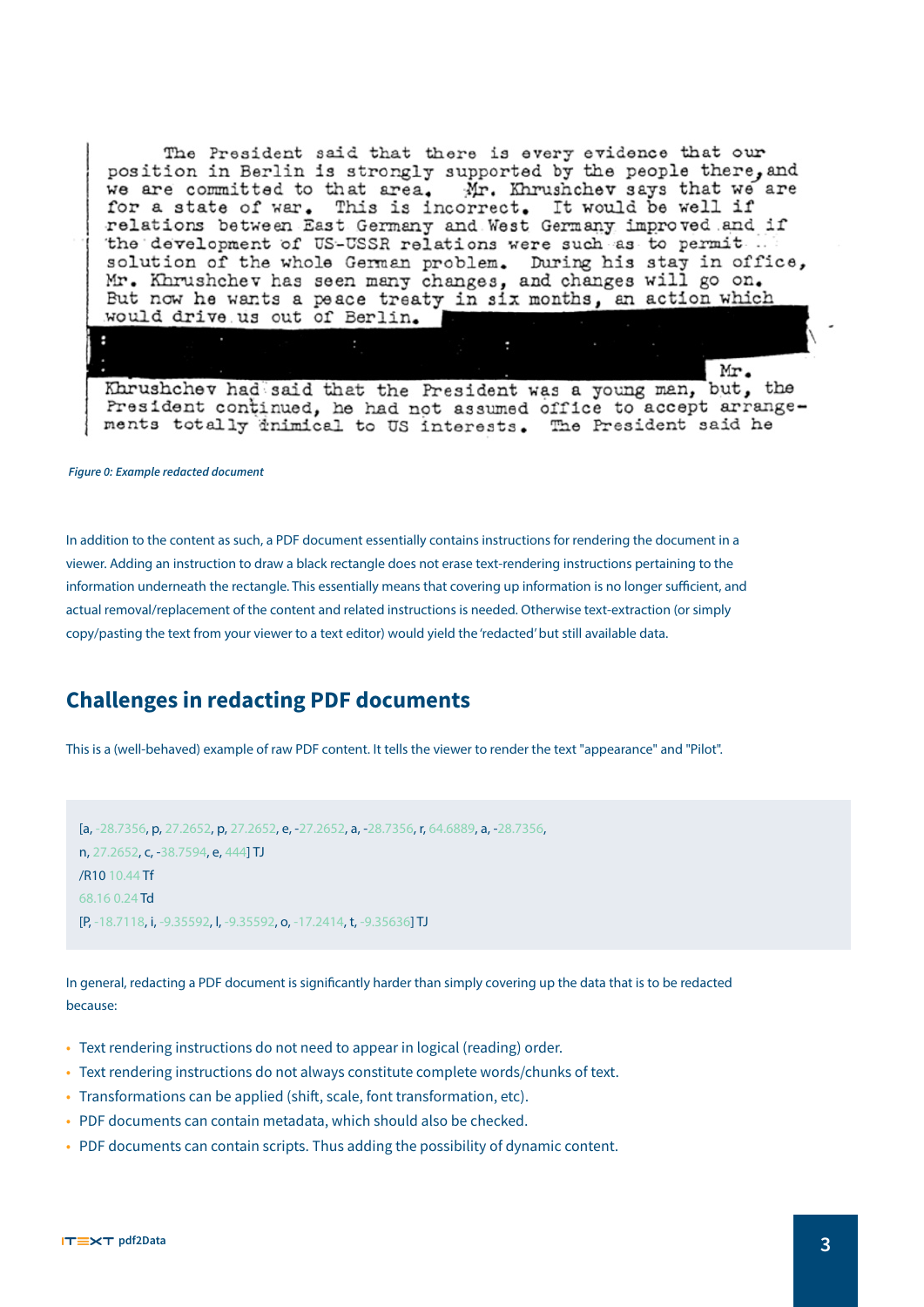The President said that there is every evidence that our position in Berlin is strongly supported by the people there, and we are committed to that area. Mr. Khrushchev says that we are for a state of war. This is incorrect. It would be well if relations between East Germany and West Germany improved and if the development of US-USSR relations were such as to permit solution of the whole German problem. During his stay in office, Mr. Khrushchev has seen many changes, and changes will go on. But now he wants a peace treaty in six months, an action which would drive us out of Berlin.

Mr. Khrushchev had said that the President was a young man, but, the President continued, he had not assumed office to accept arrangements totally inimical to US interests. The President said he

*Figure 0: Example redacted document*

In addition to the content as such, a PDF document essentially contains instructions for rendering the document in a viewer. Adding an instruction to draw a black rectangle does not erase text-rendering instructions pertaining to the information underneath the rectangle. This essentially means that covering up information is no longer sufficient, and actual removal/replacement of the content and related instructions is needed. Otherwise text-extraction (or simply copy/pasting the text from your viewer to a text editor) would yield the 'redacted' but still available data.

## Challenges in redacting PDF documents

This is a (well-behaved) example of raw PDF content. It tells the viewer to render the text "appearance" and "Pilot".

```
[a, -28.7356, p, 27.2652, p, 27.2652, e, -27.2652, a, -28.7356, r, 64.6889, a, -28.7356,
n, 27.2652, c, -38.7594, e, 444] TJ
/R10 10.44 Tf
68.16 0.24 Td
[P, -18.7118, i, -9.35592, l, -9.35592, o, -17.2414, t, -9.35636] TJ
```

In general, redacting a PDF document is significantly harder than simply covering up the data that is to be redacted because:

- Text rendering instructions do not need to appear in logical (reading) order.
- Text rendering instructions do not always constitute complete words/chunks of text.
- Transformations can be applied (shift, scale, font transformation, etc).
- PDF documents can contain metadata, which should also be checked.
- PDF documents can contain scripts. Thus adding the possibility of dynamic content.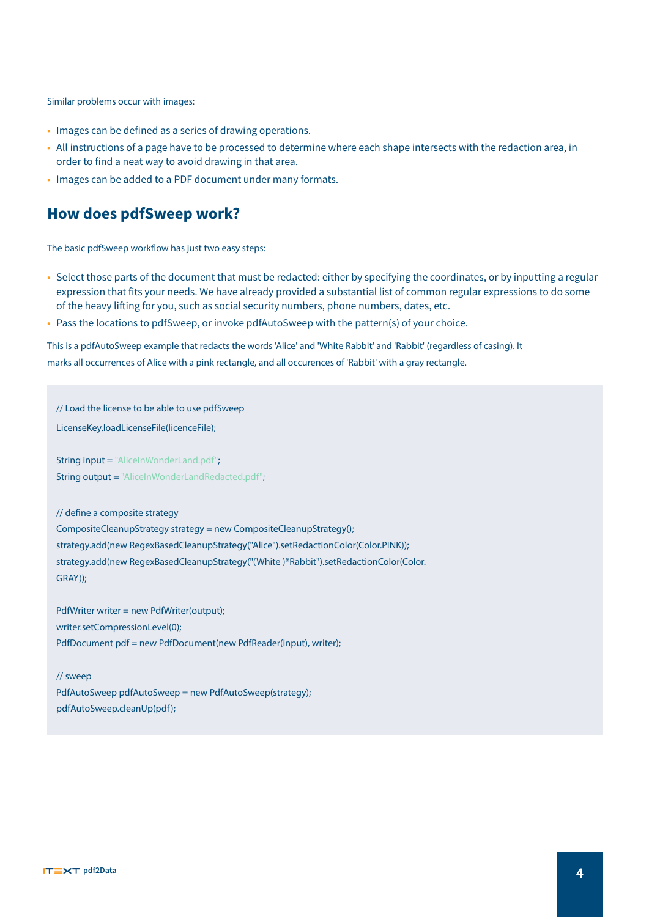Similar problems occur with images:

- Images can be defined as a series of drawing operations.
- All instructions of a page have to be processed to determine where each shape intersects with the redaction area, in order to find a neat way to avoid drawing in that area.
- Images can be added to a PDF document under many formats.

## How does pdfSweep work?

The basic pdfSweep workflow has just two easy steps:

- Select those parts of the document that must be redacted: either by specifying the coordinates, or by inputting a regular expression that fits your needs. We have already provided a substantial list of common regular expressions to do some of the heavy lifting for you, such as social security numbers, phone numbers, dates, etc.
- Pass the locations to pdfSweep, or invoke pdfAutoSweep with the pattern(s) of your choice.

This is a pdfAutoSweep example that redacts the words 'Alice' and 'White Rabbit' and 'Rabbit' (regardless of casing). It marks all occurrences of Alice with a pink rectangle, and all occurences of 'Rabbit' with a gray rectangle.

```
// Load the license to be able to use pdfSweep
LicenseKey.loadLicenseFile(licenceFile);

String input = "AliceInWonderLand.pdf";
String output = "AliceInWonderLandRedacted.pdf";

// define a composite strategy
CompositeCleanupStrategy strategy = new CompositeCleanupStrategy();
strategy.add(new RegexBasedCleanupStrategy("Alice").setRedactionColor(Color.PINK));
strategy.add(new RegexBasedCleanupStrategy("(White )*Rabbit").setRedactionColor(Color.
GRAY));

PdfWriter writer = new PdfWriter(output);
writer.setCompressionLevel(0);
PdfDocument pdf = new PdfDocument(new PdfReader(input), writer);

// sweep
PdfAutoSweep pdfAutoSweep = new PdfAutoSweep(strategy);
pdfAutoSweep.cleanUp(pdf);
```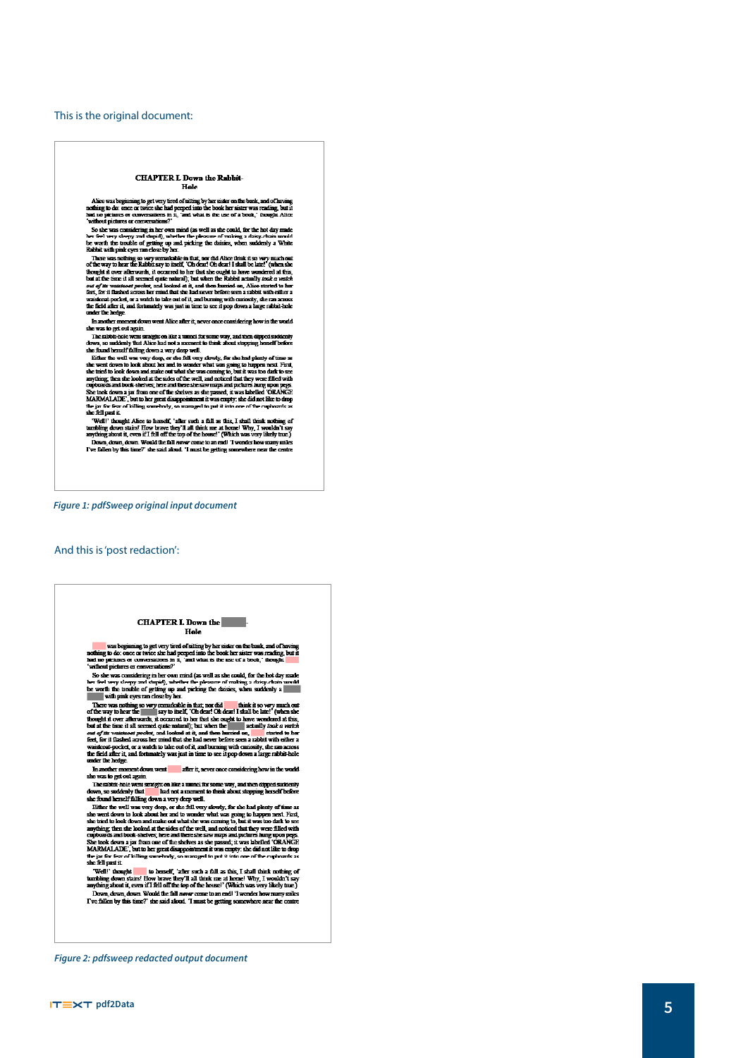This is the original document:

*Figure 1: pdfSweep original input document*

And this is 'post redaction':

*Figure 2: pdfsweep redacted output document*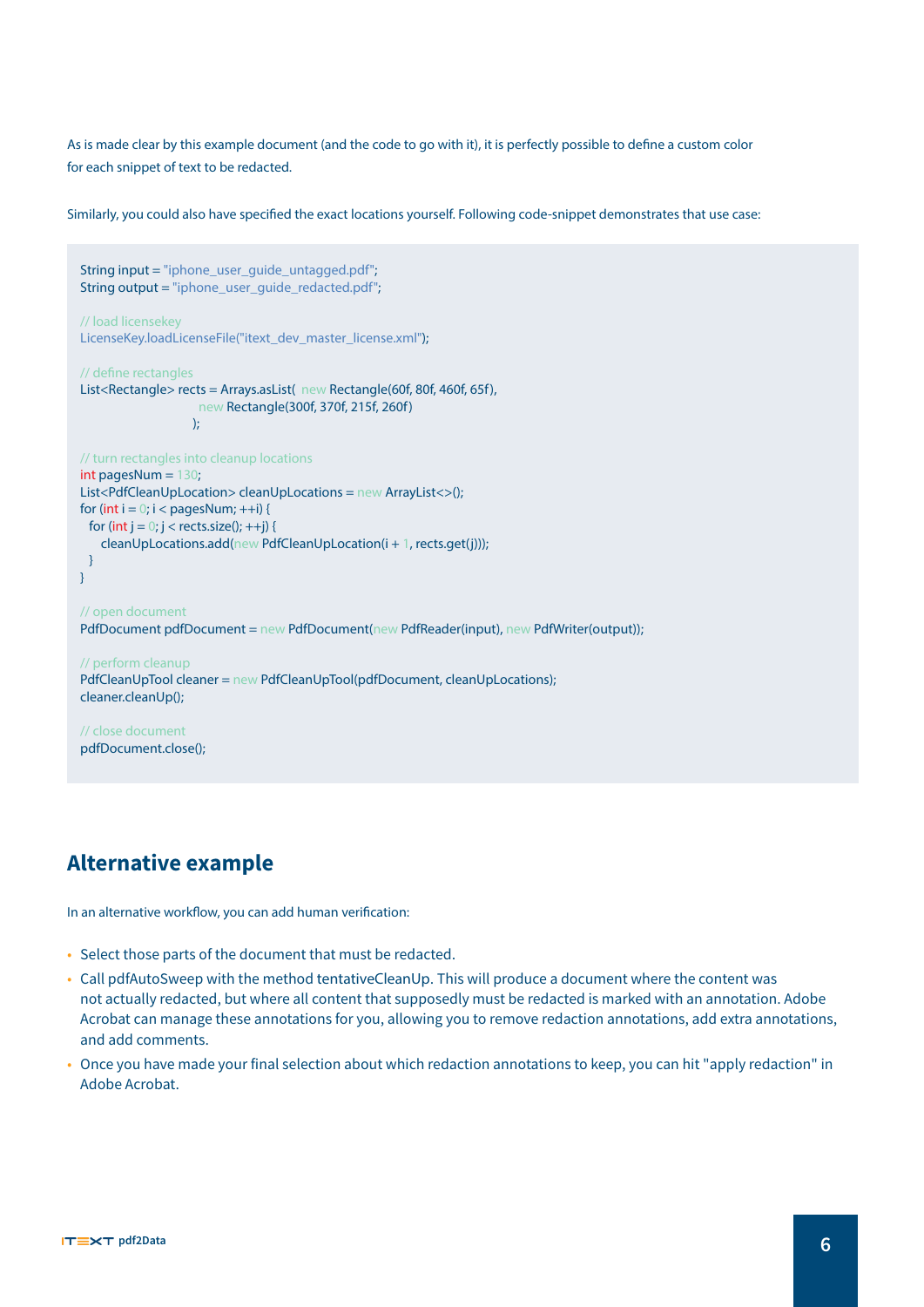As is made clear by this example document (and the code to go with it), it is perfectly possible to define a custom color for each snippet of text to be redacted.

Similarly, you could also have specified the exact locations yourself. Following code-snippet demonstrates that use case:

```
String input = "iphone_user_guide_untagged.pdf";
String output = "iphone_user_guide_redacted.pdf";

// load licensekey
LicenseKey.loadLicenseFile("itext_dev_master_license.xml");

// define rectangles
List<Rectangle> rects = Arrays.asList(  new Rectangle(60f, 80f, 460f, 65f),
                                  new Rectangle(300f, 370f, 215f, 260f)
                                 );

// turn rectangles into cleanup locations
int pagesNum = 130;
List<PdfCleanUpLocation> cleanUpLocations = new ArrayList<>();
for (int i = 0; i < pagesNum; ++i) {
  for (int j = 0; j < rects.size(); ++j) {
     cleanUpLocations.add(new PdfCleanUpLocation(i + 1, rects.get(j)));
  }
}

// open document
PdfDocument pdfDocument = new PdfDocument(new PdfReader(input), new PdfWriter(output));

// perform cleanup
PdfCleanUpTool cleaner = new PdfCleanUpTool(pdfDocument, cleanUpLocations);
cleaner.cleanUp();

// close document
pdfDocument.close();
```

## Alternative example

In an alternative workflow, you can add human verification:

- Select those parts of the document that must be redacted.
- Call pdfAutoSweep with the method tentativeCleanUp. This will produce a document where the content was not actually redacted, but where all content that supposedly must be redacted is marked with an annotation. Adobe Acrobat can manage these annotations for you, allowing you to remove redaction annotations, add extra annotations, and add comments.
- Once you have made your final selection about which redaction annotations to keep, you can hit "apply redaction" in Adobe Acrobat.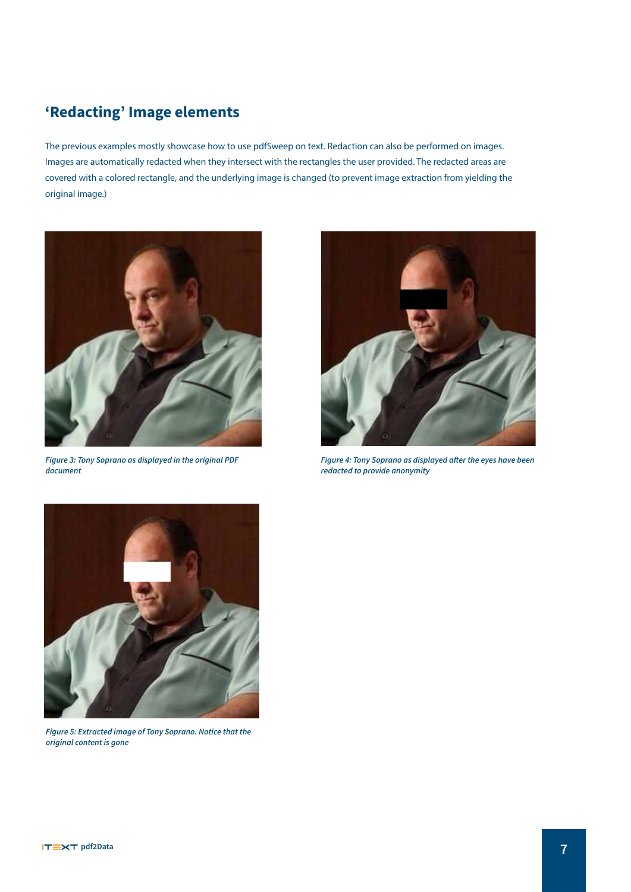## 'Redacting' Image elements

The previous examples mostly showcase how to use pdfSweep on text. Redaction can also be performed on images. Images are automatically redacted when they intersect with the rectangles the user provided. The redacted areas are covered with a colored rectangle, and the underlying image is changed (to prevent image extraction from yielding the original image.)

*Figure 3: Tony Soprano as displayed in the original PDF document*

*Figure 4: Tony Soprano as displayed after the eyes have been redacted to provide anonymity*

*Figure 5: Extracted image of Tony Soprano. Notice that the original content is gone*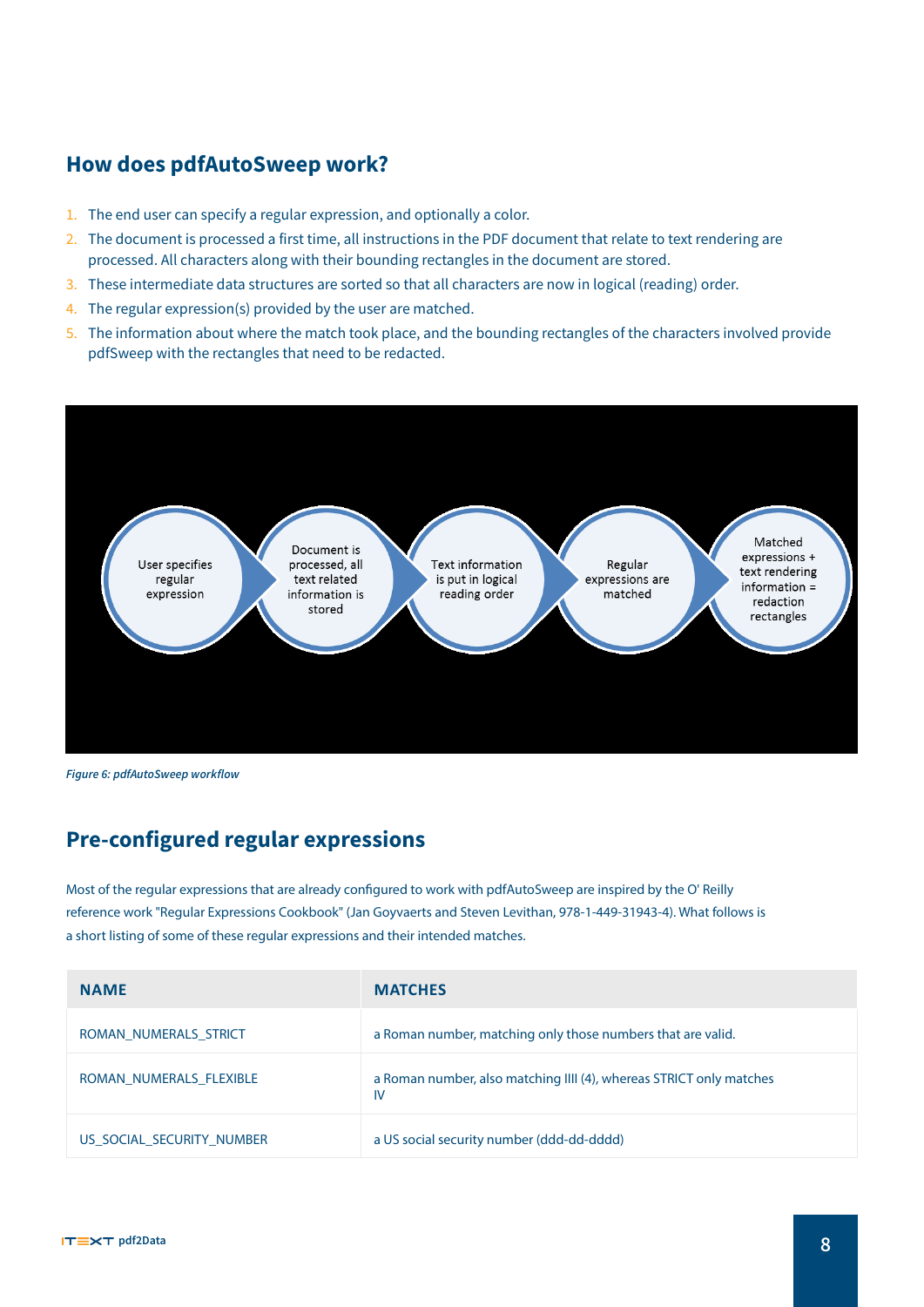## How does pdfAutoSweep work?

1. The end user can specify a regular expression, and optionally a color.
2. The document is processed a first time, all instructions in the PDF document that relate to text rendering are processed. All characters along with their bounding rectangles in the document are stored.
3. These intermediate data structures are sorted so that all characters are now in logical (reading) order.
4. The regular expression(s) provided by the user are matched.
5. The information about where the match took place, and the bounding rectangles of the characters involved provide pdfSweep with the rectangles that need to be redacted.

User specifies regular expression → Document is processed, all text related information is stored → Text information is put in logical reading order → Regular expressions are matched → Matched expressions + text rendering information = redaction rectangles

*Figure 6: pdfAutoSweep workflow*

## Pre-configured regular expressions

Most of the regular expressions that are already configured to work with pdfAutoSweep are inspired by the O' Reilly reference work "Regular Expressions Cookbook" (Jan Goyvaerts and Steven Levithan, 978-1-449-31943-4). What follows is a short listing of some of these regular expressions and their intended matches.

| NAME | MATCHES |
|---|---|
| ROMAN_NUMERALS_STRICT | a Roman number, matching only those numbers that are valid. |
| ROMAN_NUMERALS_FLEXIBLE | a Roman number, also matching IIII (4), whereas STRICT only matches IV |
| US_SOCIAL_SECURITY_NUMBER | a US social security number (ddd-dd-dddd) |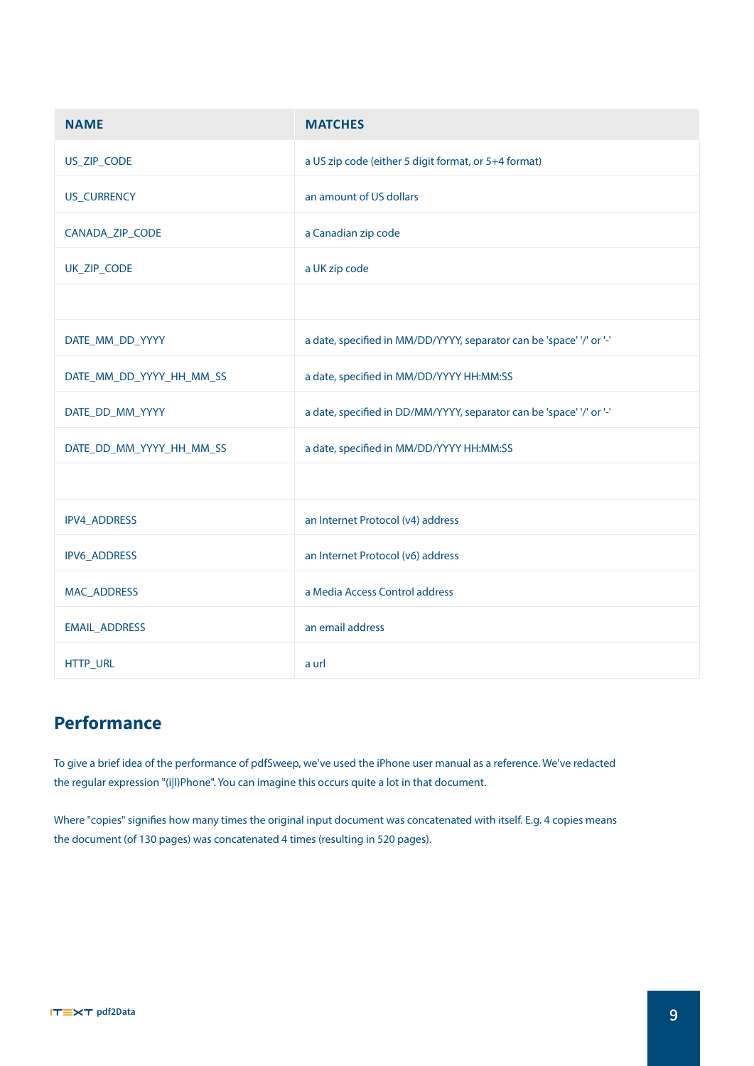| NAME | MATCHES |
| --- | --- |
| US_ZIP_CODE | a US zip code (either 5 digit format, or 5+4 format) |
| US_CURRENCY | an amount of US dollars |
| CANADA_ZIP_CODE | a Canadian zip code |
| UK_ZIP_CODE | a UK zip code |
| | |
| DATE_MM_DD_YYYY | a date, specified in MM/DD/YYYY, separator can be 'space' '/' or '-' |
| DATE_MM_DD_YYYY_HH_MM_SS | a date, specified in MM/DD/YYYY HH:MM:SS |
| DATE_DD_MM_YYYY | a date, specified in DD/MM/YYYY, separator can be 'space' '/' or '-' |
| DATE_DD_MM_YYYY_HH_MM_SS | a date, specified in MM/DD/YYYY HH:MM:SS |
| | |
| IPV4_ADDRESS | an Internet Protocol (v4) address |
| IPV6_ADDRESS | an Internet Protocol (v6) address |
| MAC_ADDRESS | a Media Access Control address |
| EMAIL_ADDRESS | an email address |
| HTTP_URL | a url |

## Performance

To give a brief idea of the performance of pdfSweep, we've used the iPhone user manual as a reference. We've redacted the regular expression "(i|I)Phone". You can imagine this occurs quite a lot in that document.

Where "copies" signifies how many times the original input document was concatenated with itself. E.g. 4 copies means the document (of 130 pages) was concatenated 4 times (resulting in 520 pages).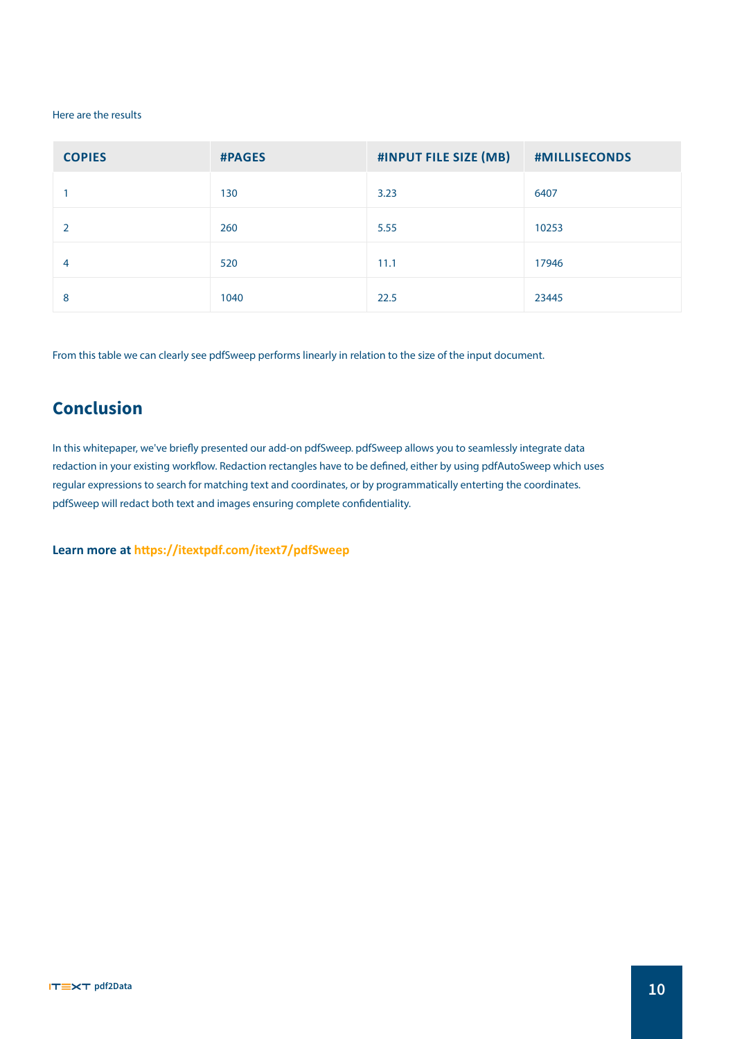Here are the results

| COPIES | #PAGES | #INPUT FILE SIZE (MB) | #MILLISECONDS |
|---|---|---|---|
| 1 | 130 | 3.23 | 6407 |
| 2 | 260 | 5.55 | 10253 |
| 4 | 520 | 11.1 | 17946 |
| 8 | 1040 | 22.5 | 23445 |

From this table we can clearly see pdfSweep performs linearly in relation to the size of the input document.

## Conclusion

In this whitepaper, we've briefly presented our add-on pdfSweep. pdfSweep allows you to seamlessly integrate data redaction in your existing workflow. Redaction rectangles have to be defined, either by using pdfAutoSweep which uses regular expressions to search for matching text and coordinates, or by programmatically enterting the coordinates. pdfSweep will redact both text and images ensuring complete confidentiality.

**Learn more at https://itextpdf.com/itext7/pdfSweep**